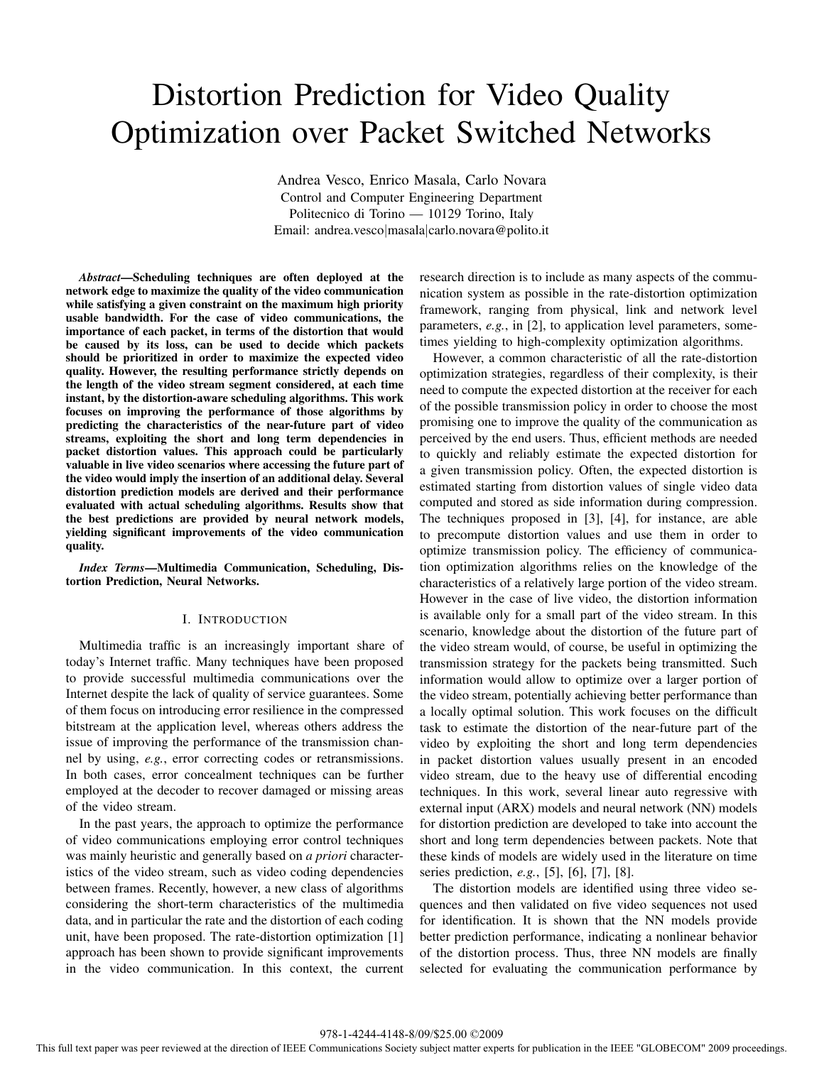# Distortion Prediction for Video Quality Optimization over Packet Switched Networks

Andrea Vesco, Enrico Masala, Carlo Novara
Control and Computer Engineering Department
Politecnico di Torino — 10129 Torino, Italy
Email: andrea.vesco|masala|carlo.novara@polito.it

***Abstract*—Scheduling techniques are often deployed at the network edge to maximize the quality of the video communication while satisfying a given constraint on the maximum high priority usable bandwidth. For the case of video communications, the importance of each packet, in terms of the distortion that would be caused by its loss, can be used to decide which packets should be prioritized in order to maximize the expected video quality. However, the resulting performance strictly depends on the length of the video stream segment considered, at each time instant, by the distortion-aware scheduling algorithms. This work focuses on improving the performance of those algorithms by predicting the characteristics of the near-future part of video streams, exploiting the short and long term dependencies in packet distortion values. This approach could be particularly valuable in live video scenarios where accessing the future part of the video would imply the insertion of an additional delay. Several distortion prediction models are derived and their performance evaluated with actual scheduling algorithms. Results show that the best predictions are provided by neural network models, yielding significant improvements of the video communication quality.**

***Index Terms*—Multimedia Communication, Scheduling, Distortion Prediction, Neural Networks.**

## I. Introduction

Multimedia traffic is an increasingly important share of today's Internet traffic. Many techniques have been proposed to provide successful multimedia communications over the Internet despite the lack of quality of service guarantees. Some of them focus on introducing error resilience in the compressed bitstream at the application level, whereas others address the issue of improving the performance of the transmission channel by using, *e.g.*, error correcting codes or retransmissions. In both cases, error concealment techniques can be further employed at the decoder to recover damaged or missing areas of the video stream.

In the past years, the approach to optimize the performance of video communications employing error control techniques was mainly heuristic and generally based on *a priori* characteristics of the video stream, such as video coding dependencies between frames. Recently, however, a new class of algorithms considering the short-term characteristics of the multimedia data, and in particular the rate and the distortion of each coding unit, have been proposed. The rate-distortion optimization [1] approach has been shown to provide significant improvements in the video communication. In this context, the current research direction is to include as many aspects of the communication system as possible in the rate-distortion optimization framework, ranging from physical, link and network level parameters, *e.g.*, in [2], to application level parameters, sometimes yielding to high-complexity optimization algorithms.

However, a common characteristic of all the rate-distortion optimization strategies, regardless of their complexity, is their need to compute the expected distortion at the receiver for each of the possible transmission policy in order to choose the most promising one to improve the quality of the communication as perceived by the end users. Thus, efficient methods are needed to quickly and reliably estimate the expected distortion for a given transmission policy. Often, the expected distortion is estimated starting from distortion values of single video data computed and stored as side information during compression. The techniques proposed in [3], [4], for instance, are able to precompute distortion values and use them in order to optimize transmission policy. The efficiency of communication optimization algorithms relies on the knowledge of the characteristics of a relatively large portion of the video stream. However in the case of live video, the distortion information is available only for a small part of the video stream. In this scenario, knowledge about the distortion of the future part of the video stream would, of course, be useful in optimizing the transmission strategy for the packets being transmitted. Such information would allow to optimize over a larger portion of the video stream, potentially achieving better performance than a locally optimal solution. This work focuses on the difficult task to estimate the distortion of the near-future part of the video by exploiting the short and long term dependencies in packet distortion values usually present in an encoded video stream, due to the heavy use of differential encoding techniques. In this work, several linear auto regressive with external input (ARX) models and neural network (NN) models for distortion prediction are developed to take into account the short and long term dependencies between packets. Note that these kinds of models are widely used in the literature on time series prediction, *e.g.*, [5], [6], [7], [8].

The distortion models are identified using three video sequences and then validated on five video sequences not used for identification. It is shown that the NN models provide better prediction performance, indicating a nonlinear behavior of the distortion process. Thus, three NN models are finally selected for evaluating the communication performance by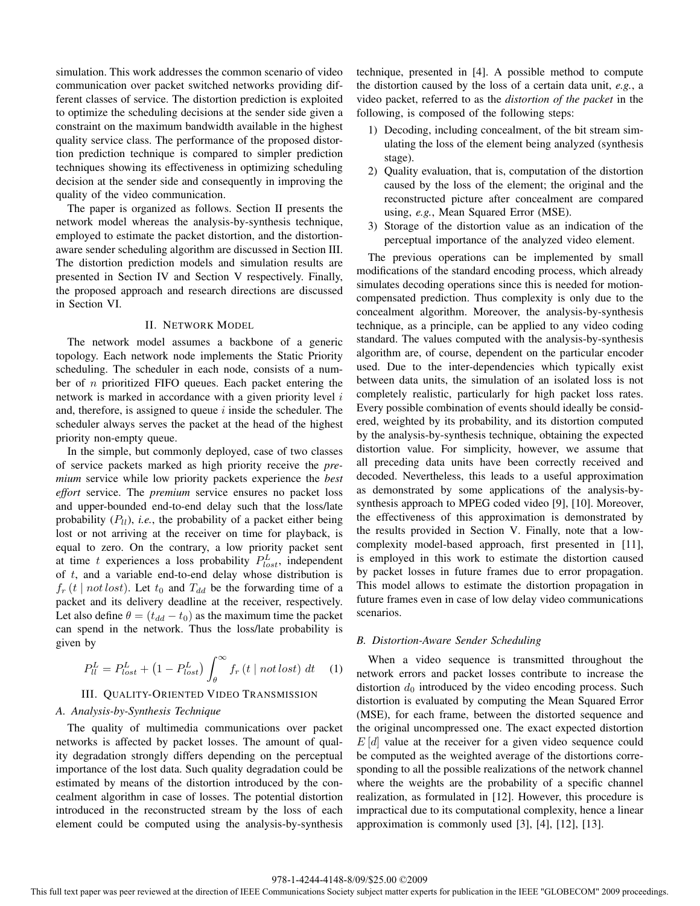simulation. This work addresses the common scenario of video communication over packet switched networks providing different classes of service. The distortion prediction is exploited to optimize the scheduling decisions at the sender side given a constraint on the maximum bandwidth available in the highest quality service class. The performance of the proposed distortion prediction technique is compared to simpler prediction techniques showing its effectiveness in optimizing scheduling decision at the sender side and consequently in improving the quality of the video communication.

The paper is organized as follows. Section II presents the network model whereas the analysis-by-synthesis technique, employed to estimate the packet distortion, and the distortion-aware sender scheduling algorithm are discussed in Section III. The distortion prediction models and simulation results are presented in Section IV and Section V respectively. Finally, the proposed approach and research directions are discussed in Section VI.

## II. Network Model

The network model assumes a backbone of a generic topology. Each network node implements the Static Priority scheduling. The scheduler in each node, consists of a number of $n$ prioritized FIFO queues. Each packet entering the network is marked in accordance with a given priority level $i$ and, therefore, is assigned to queue $i$ inside the scheduler. The scheduler always serves the packet at the head of the highest priority non-empty queue.

In the simple, but commonly deployed, case of two classes of service packets marked as high priority receive the *premium* service while low priority packets experience the *best effort* service. The *premium* service ensures no packet loss and upper-bounded end-to-end delay such that the loss/late probability ($P_{ll}$), *i.e.*, the probability of a packet either being lost or not arriving at the receiver on time for playback, is equal to zero. On the contrary, a low priority packet sent at time $t$ experiences a loss probability $P^L_{lost}$, independent of $t$, and a variable end-to-end delay whose distribution is $f_r(t \mid not\,lost)$. Let $t_0$ and $T_{dd}$ be the forwarding time of a packet and its delivery deadline at the receiver, respectively. Let also define $\theta = (t_{dd} - t_0)$ as the maximum time the packet can spend in the network. Thus the loss/late probability is given by

$$P^L_{ll} = P^L_{lost} + \left(1 - P^L_{lost}\right) \int_{\theta}^{\infty} f_r\left(t \mid not\,lost\right)\, dt \quad (1)$$

## III. Quality-Oriented Video Transmission

### A. Analysis-by-Synthesis Technique

The quality of multimedia communications over packet networks is affected by packet losses. The amount of quality degradation strongly differs depending on the perceptual importance of the lost data. Such quality degradation could be estimated by means of the distortion introduced by the concealment algorithm in case of losses. The potential distortion introduced in the reconstructed stream by the loss of each element could be computed using the analysis-by-synthesis technique, presented in [4]. A possible method to compute the distortion caused by the loss of a certain data unit, *e.g.*, a video packet, referred to as the *distortion of the packet* in the following, is composed of the following steps:

1) Decoding, including concealment, of the bit stream simulating the loss of the element being analyzed (synthesis stage).
2) Quality evaluation, that is, computation of the distortion caused by the loss of the element; the original and the reconstructed picture after concealment are compared using, *e.g.*, Mean Squared Error (MSE).
3) Storage of the distortion value as an indication of the perceptual importance of the analyzed video element.

The previous operations can be implemented by small modifications of the standard encoding process, which already simulates decoding operations since this is needed for motion-compensated prediction. Thus complexity is only due to the concealment algorithm. Moreover, the analysis-by-synthesis technique, as a principle, can be applied to any video coding standard. The values computed with the analysis-by-synthesis algorithm are, of course, dependent on the particular encoder used. Due to the inter-dependencies which typically exist between data units, the simulation of an isolated loss is not completely realistic, particularly for high packet loss rates. Every possible combination of events should ideally be considered, weighted by its probability, and its distortion computed by the analysis-by-synthesis technique, obtaining the expected distortion value. For simplicity, however, we assume that all preceding data units have been correctly received and decoded. Nevertheless, this leads to a useful approximation as demonstrated by some applications of the analysis-by-synthesis approach to MPEG coded video [9], [10]. Moreover, the effectiveness of this approximation is demonstrated by the results provided in Section V. Finally, note that a low-complexity model-based approach, first presented in [11], is employed in this work to estimate the distortion caused by packet losses in future frames due to error propagation. This model allows to estimate the distortion propagation in future frames even in case of low delay video communications scenarios.

### B. Distortion-Aware Sender Scheduling

When a video sequence is transmitted throughout the network errors and packet losses contribute to increase the distortion $d_0$ introduced by the video encoding process. Such distortion is evaluated by computing the Mean Squared Error (MSE), for each frame, between the distorted sequence and the original uncompressed one. The exact expected distortion $E[d]$ value at the receiver for a given video sequence could be computed as the weighted average of the distortions corresponding to all the possible realizations of the network channel where the weights are the probability of a specific channel realization, as formulated in [12]. However, this procedure is impractical due to its computational complexity, hence a linear approximation is commonly used [3], [4], [12], [13].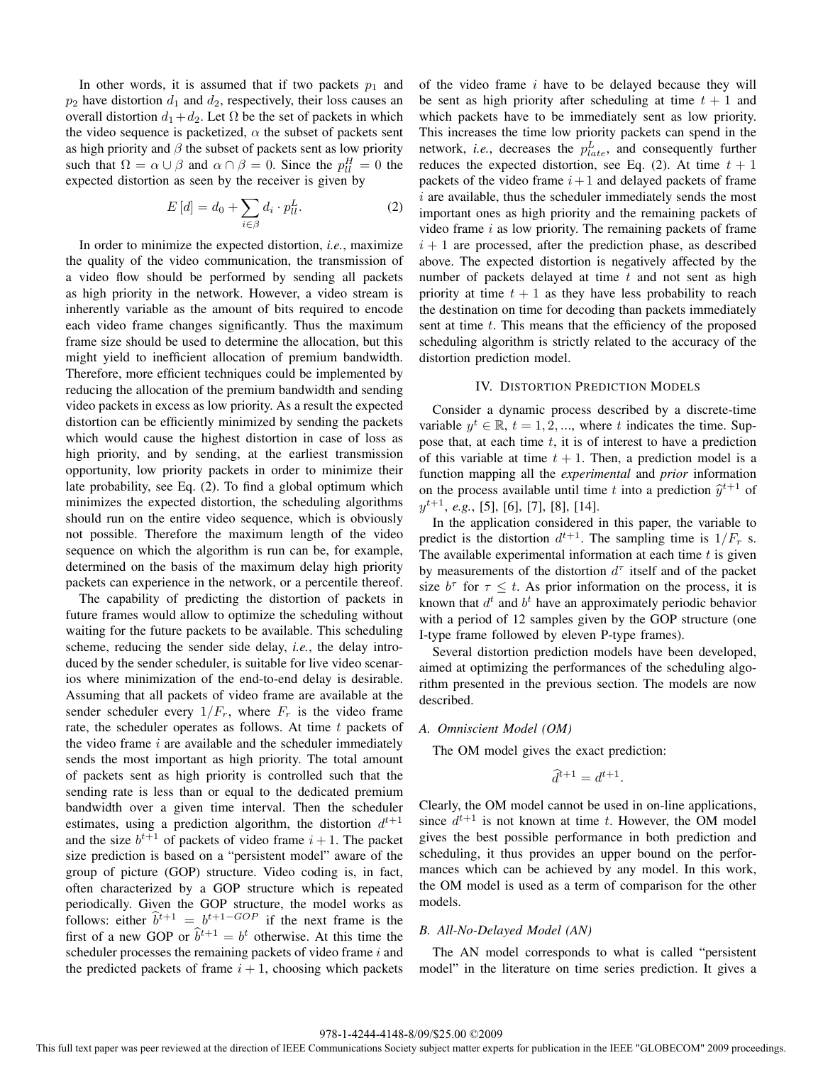In other words, it is assumed that if two packets $p_1$ and $p_2$ have distortion $d_1$ and $d_2$, respectively, their loss causes an overall distortion $d_1 + d_2$. Let $\Omega$ be the set of packets in which the video sequence is packetized, $\alpha$ the subset of packets sent as high priority and $\beta$ the subset of packets sent as low priority such that $\Omega = \alpha \cup \beta$ and $\alpha \cap \beta = 0$. Since the $p_{ll}^H = 0$ the expected distortion as seen by the receiver is given by

$$E[d] = d_0 + \sum_{i \in \beta} d_i \cdot p_{ll}^L. \tag{2}$$

In order to minimize the expected distortion, *i.e.*, maximize the quality of the video communication, the transmission of a video flow should be performed by sending all packets as high priority in the network. However, a video stream is inherently variable as the amount of bits required to encode each video frame changes significantly. Thus the maximum frame size should be used to determine the allocation, but this might yield to inefficient allocation of premium bandwidth. Therefore, more efficient techniques could be implemented by reducing the allocation of the premium bandwidth and sending video packets in excess as low priority. As a result the expected distortion can be efficiently minimized by sending the packets which would cause the highest distortion in case of loss as high priority, and by sending, at the earliest transmission opportunity, low priority packets in order to minimize their late probability, see Eq. (2). To find a global optimum which minimizes the expected distortion, the scheduling algorithms should run on the entire video sequence, which is obviously not possible. Therefore the maximum length of the video sequence on which the algorithm is run can be, for example, determined on the basis of the maximum delay high priority packets can experience in the network, or a percentile thereof.

The capability of predicting the distortion of packets in future frames would allow to optimize the scheduling without waiting for the future packets to be available. This scheduling scheme, reducing the sender side delay, *i.e.*, the delay introduced by the sender scheduler, is suitable for live video scenarios where minimization of the end-to-end delay is desirable. Assuming that all packets of video frame are available at the sender scheduler every $1/F_r$, where $F_r$ is the video frame rate, the scheduler operates as follows. At time $t$ packets of the video frame $i$ are available and the scheduler immediately sends the most important as high priority. The total amount of packets sent as high priority is controlled such that the sending rate is less than or equal to the dedicated premium bandwidth over a given time interval. Then the scheduler estimates, using a prediction algorithm, the distortion $d^{t+1}$ and the size $b^{t+1}$ of packets of video frame $i+1$. The packet size prediction is based on a "persistent model" aware of the group of picture (GOP) structure. Video coding is, in fact, often characterized by a GOP structure which is repeated periodically. Given the GOP structure, the model works as follows: either $\widehat{b}^{t+1} = b^{t+1-GOP}$ if the next frame is the first of a new GOP or $\widehat{b}^{t+1} = b^t$ otherwise. At this time the scheduler processes the remaining packets of video frame $i$ and the predicted packets of frame $i+1$, choosing which packets of the video frame $i$ have to be delayed because they will be sent as high priority after scheduling at time $t+1$ and which packets have to be immediately sent as low priority. This increases the time low priority packets can spend in the network, *i.e.*, decreases the $p_{late}^L$, and consequently further reduces the expected distortion, see Eq. (2). At time $t+1$ packets of the video frame $i+1$ and delayed packets of frame $i$ are available, thus the scheduler immediately sends the most important ones as high priority and the remaining packets of video frame $i$ as low priority. The remaining packets of frame $i+1$ are processed, after the prediction phase, as described above. The expected distortion is negatively affected by the number of packets delayed at time $t$ and not sent as high priority at time $t+1$ as they have less probability to reach the destination on time for decoding than packets immediately sent at time $t$. This means that the efficiency of the proposed scheduling algorithm is strictly related to the accuracy of the distortion prediction model.

## IV. Distortion Prediction Models

Consider a dynamic process described by a discrete-time variable $y^t \in \mathbb{R}$, $t = 1, 2, ...$, where $t$ indicates the time. Suppose that, at each time $t$, it is of interest to have a prediction of this variable at time $t+1$. Then, a prediction model is a function mapping all the *experimental* and *prior* information on the process available until time $t$ into a prediction $\widehat{y}^{t+1}$ of $y^{t+1}$, *e.g.*, [5], [6], [7], [8], [14].

In the application considered in this paper, the variable to predict is the distortion $d^{t+1}$. The sampling time is $1/F_r$ s. The available experimental information at each time $t$ is given by measurements of the distortion $d^\tau$ itself and of the packet size $b^\tau$ for $\tau \leq t$. As prior information on the process, it is known that $d^t$ and $b^t$ have an approximately periodic behavior with a period of 12 samples given by the GOP structure (one I-type frame followed by eleven P-type frames).

Several distortion prediction models have been developed, aimed at optimizing the performances of the scheduling algorithm presented in the previous section. The models are now described.

### A. Omniscient Model (OM)

The OM model gives the exact prediction:

$$\widehat{d}^{t+1} = d^{t+1}.$$

Clearly, the OM model cannot be used in on-line applications, since $d^{t+1}$ is not known at time $t$. However, the OM model gives the best possible performance in both prediction and scheduling, it thus provides an upper bound on the performances which can be achieved by any model. In this work, the OM model is used as a term of comparison for the other models.

### B. All-No-Delayed Model (AN)

The AN model corresponds to what is called "persistent model" in the literature on time series prediction. It gives a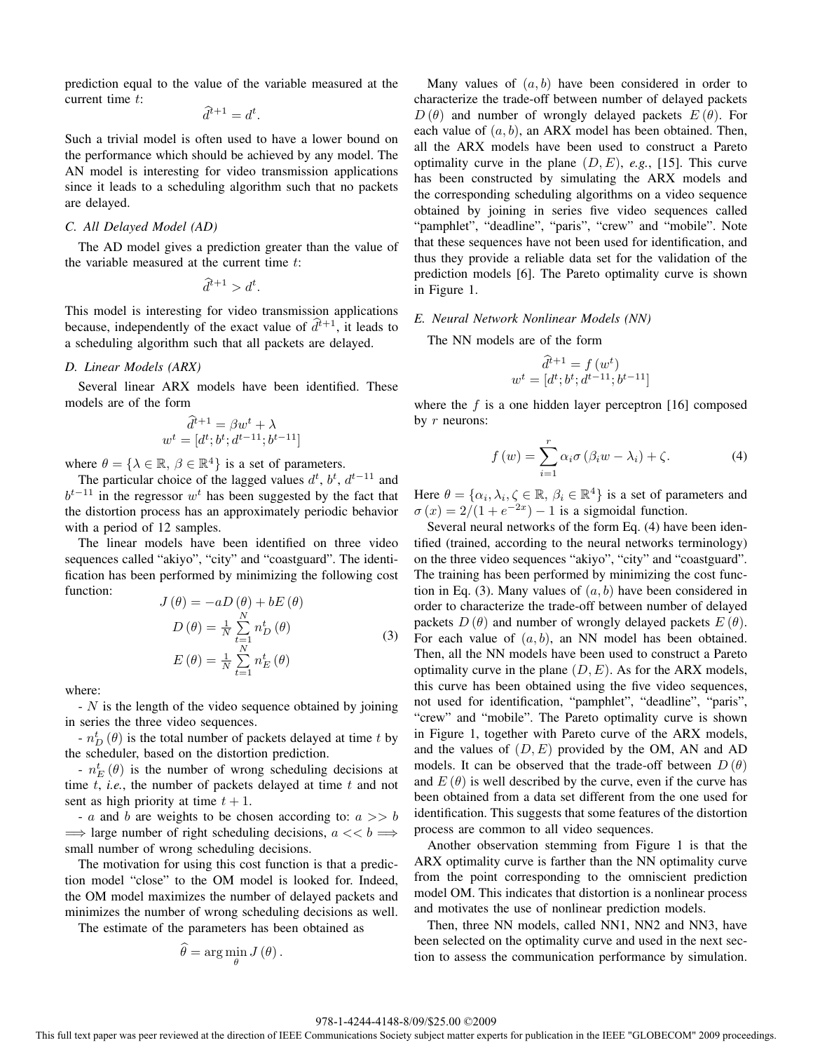prediction equal to the value of the variable measured at the current time $t$:

$$\widehat{d}^{t+1} = d^t.$$

Such a trivial model is often used to have a lower bound on the performance which should be achieved by any model. The AN model is interesting for video transmission applications since it leads to a scheduling algorithm such that no packets are delayed.

### C. All Delayed Model (AD)

The AD model gives a prediction greater than the value of the variable measured at the current time $t$:

$$\widehat{d}^{t+1} > d^t.$$

This model is interesting for video transmission applications because, independently of the exact value of $\widehat{d}^{t+1}$, it leads to a scheduling algorithm such that all packets are delayed.

### D. Linear Models (ARX)

Several linear ARX models have been identified. These models are of the form

$$\begin{gathered}\widehat{d}^{t+1} = \beta w^t + \lambda \\ w^t = [d^t; b^t; d^{t-11}; b^{t-11}]\end{gathered}$$

where $\theta = \{\lambda \in \mathbb{R},\ \beta \in \mathbb{R}^4\}$ is a set of parameters.

The particular choice of the lagged values $d^t$, $b^t$, $d^{t-11}$ and $b^{t-11}$ in the regressor $w^t$ has been suggested by the fact that the distortion process has an approximately periodic behavior with a period of 12 samples.

The linear models have been identified on three video sequences called "akiyo", "city" and "coastguard". The identification has been performed by minimizing the following cost function:

$$\begin{aligned} J(\theta) &= -aD(\theta) + bE(\theta) \\ D(\theta) &= \frac{1}{N}\sum_{t=1}^{N} n_D^t(\theta) \\ E(\theta) &= \frac{1}{N}\sum_{t=1}^{N} n_E^t(\theta) \end{aligned} \tag{3}$$

where:

- $N$ is the length of the video sequence obtained by joining in series the three video sequences.

- $n_D^t(\theta)$ is the total number of packets delayed at time $t$ by the scheduler, based on the distortion prediction.

- $n_E^t(\theta)$ is the number of wrong scheduling decisions at time $t$, *i.e.*, the number of packets delayed at time $t$ and not sent as high priority at time $t+1$.

- $a$ and $b$ are weights to be chosen according to: $a >> b \Longrightarrow$ large number of right scheduling decisions, $a << b \Longrightarrow$ small number of wrong scheduling decisions.

The motivation for using this cost function is that a prediction model "close" to the OM model is looked for. Indeed, the OM model maximizes the number of delayed packets and minimizes the number of wrong scheduling decisions as well.

The estimate of the parameters has been obtained as

$$\widehat{\theta} = \arg\min_{\theta} J(\theta).$$

Many values of $(a, b)$ have been considered in order to characterize the trade-off between number of delayed packets $D(\theta)$ and number of wrongly delayed packets $E(\theta)$. For each value of $(a, b)$, an ARX model has been obtained. Then, all the ARX models have been used to construct a Pareto optimality curve in the plane $(D, E)$, *e.g.*, [15]. This curve has been constructed by simulating the ARX models and the corresponding scheduling algorithms on a video sequence obtained by joining in series five video sequences called "pamphlet", "deadline", "paris", "crew" and "mobile". Note that these sequences have not been used for identification, and thus they provide a reliable data set for the validation of the prediction models [6]. The Pareto optimality curve is shown in Figure 1.

### E. Neural Network Nonlinear Models (NN)

The NN models are of the form

$$\begin{gathered}\widehat{d}^{t+1} = f(w^t) \\ w^t = [d^t; b^t; d^{t-11}; b^{t-11}]\end{gathered}$$

where the $f$ is a one hidden layer perceptron [16] composed by $r$ neurons:

$$f(w) = \sum_{i=1}^{r} \alpha_i \sigma(\beta_i w - \lambda_i) + \zeta. \tag{4}$$

Here $\theta = \{\alpha_i, \lambda_i, \zeta \in \mathbb{R},\ \beta_i \in \mathbb{R}^4\}$ is a set of parameters and $\sigma(x) = 2/(1+e^{-2x}) - 1$ is a sigmoidal function.

Several neural networks of the form Eq. (4) have been identified (trained, according to the neural networks terminology) on the three video sequences "akiyo", "city" and "coastguard". The training has been performed by minimizing the cost function in Eq. (3). Many values of $(a, b)$ have been considered in order to characterize the trade-off between number of delayed packets $D(\theta)$ and number of wrongly delayed packets $E(\theta)$. For each value of $(a, b)$, an NN model has been obtained. Then, all the NN models have been used to construct a Pareto optimality curve in the plane $(D, E)$. As for the ARX models, this curve has been obtained using the five video sequences, not used for identification, "pamphlet", "deadline", "paris", "crew" and "mobile". The Pareto optimality curve is shown in Figure 1, together with Pareto curve of the ARX models, and the values of $(D, E)$ provided by the OM, AN and AD models. It can be observed that the trade-off between $D(\theta)$ and $E(\theta)$ is well described by the curve, even if the curve has been obtained from a data set different from the one used for identification. This suggests that some features of the distortion process are common to all video sequences.

Another observation stemming from Figure 1 is that the ARX optimality curve is farther than the NN optimality curve from the point corresponding to the omniscient prediction model OM. This indicates that distortion is a nonlinear process and motivates the use of nonlinear prediction models.

Then, three NN models, called NN1, NN2 and NN3, have been selected on the optimality curve and used in the next section to assess the communication performance by simulation.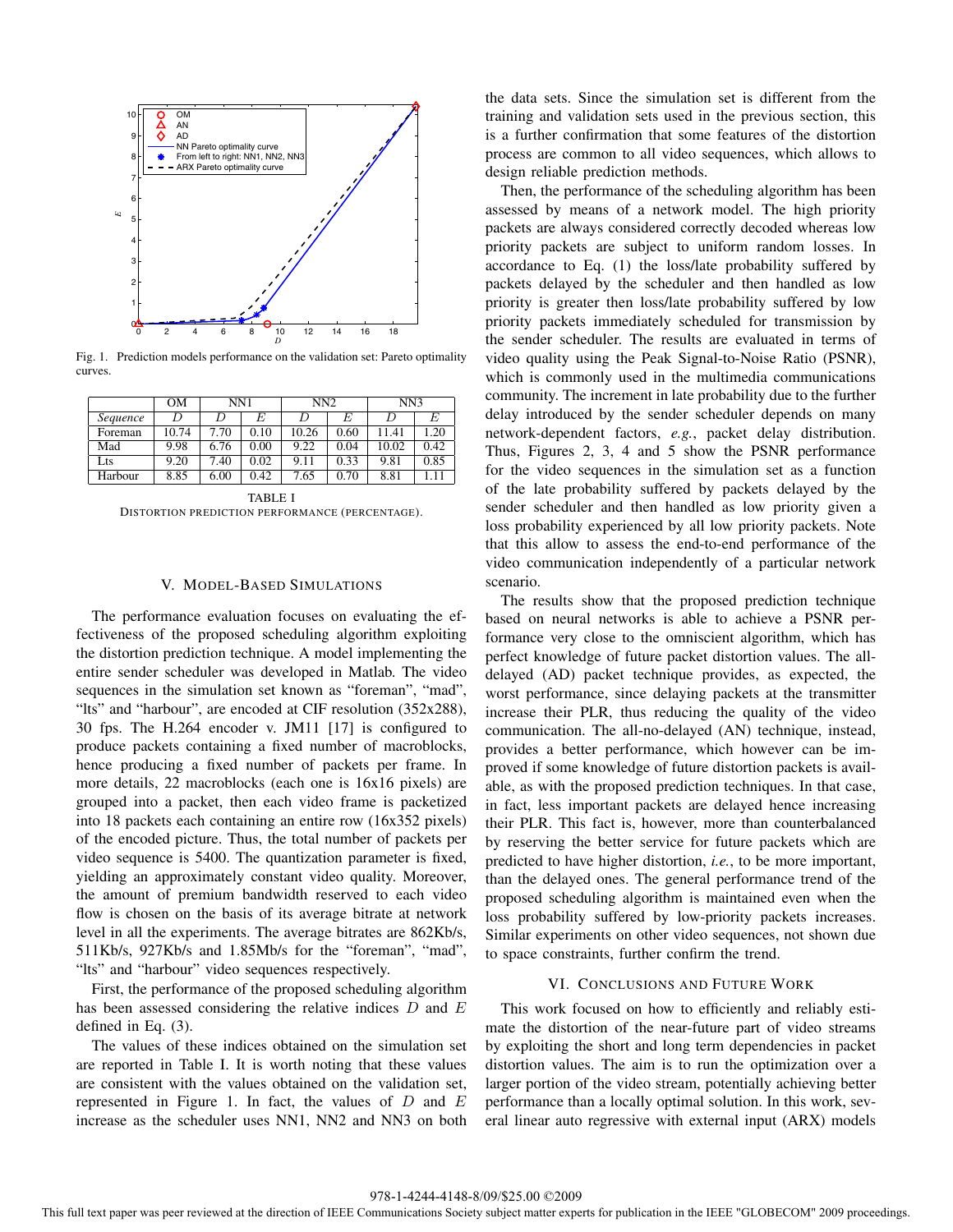Fig. 1. Prediction models performance on the validation set: Pareto optimality curves.

| | OM | NN1 | | NN2 | | NN3 | |
|---|---|---|---|---|---|---|---|
| *Sequence* | $D$ | $D$ | $E$ | $D$ | $E$ | $D$ | $E$ |
| Foreman | 10.74 | 7.70 | 0.10 | 10.26 | 0.60 | 11.41 | 1.20 |
| Mad | 9.98 | 6.76 | 0.00 | 9.22 | 0.04 | 10.02 | 0.42 |
| Lts | 9.20 | 7.40 | 0.02 | 9.11 | 0.33 | 9.81 | 0.85 |
| Harbour | 8.85 | 6.00 | 0.42 | 7.65 | 0.70 | 8.81 | 1.11 |

TABLE I
DISTORTION PREDICTION PERFORMANCE (PERCENTAGE).

## V. Model-Based Simulations

The performance evaluation focuses on evaluating the effectiveness of the proposed scheduling algorithm exploiting the distortion prediction technique. A model implementing the entire sender scheduler was developed in Matlab. The video sequences in the simulation set known as "foreman", "mad", "lts" and "harbour", are encoded at CIF resolution (352x288), 30 fps. The H.264 encoder v. JM11 [17] is configured to produce packets containing a fixed number of macroblocks, hence producing a fixed number of packets per frame. In more details, 22 macroblocks (each one is 16x16 pixels) are grouped into a packet, then each video frame is packetized into 18 packets each containing an entire row (16x352 pixels) of the encoded picture. Thus, the total number of packets per video sequence is 5400. The quantization parameter is fixed, yielding an approximately constant video quality. Moreover, the amount of premium bandwidth reserved to each video flow is chosen on the basis of its average bitrate at network level in all the experiments. The average bitrates are 862Kb/s, 511Kb/s, 927Kb/s and 1.85Mb/s for the "foreman", "mad", "lts" and "harbour" video sequences respectively.

First, the performance of the proposed scheduling algorithm has been assessed considering the relative indices $D$ and $E$ defined in Eq. (3).

The values of these indices obtained on the simulation set are reported in Table I. It is worth noting that these values are consistent with the values obtained on the validation set, represented in Figure 1. In fact, the values of $D$ and $E$ increase as the scheduler uses NN1, NN2 and NN3 on both the data sets. Since the simulation set is different from the training and validation sets used in the previous section, this is a further confirmation that some features of the distortion process are common to all video sequences, which allows to design reliable prediction methods.

Then, the performance of the scheduling algorithm has been assessed by means of a network model. The high priority packets are always considered correctly decoded whereas low priority packets are subject to uniform random losses. In accordance to Eq. (1) the loss/late probability suffered by packets delayed by the scheduler and then handled as low priority is greater then loss/late probability suffered by low priority packets immediately scheduled for transmission by the sender scheduler. The results are evaluated in terms of video quality using the Peak Signal-to-Noise Ratio (PSNR), which is commonly used in the multimedia communications community. The increment in late probability due to the further delay introduced by the sender scheduler depends on many network-dependent factors, *e.g.*, packet delay distribution. Thus, Figures 2, 3, 4 and 5 show the PSNR performance for the video sequences in the simulation set as a function of the late probability suffered by packets delayed by the sender scheduler and then handled as low priority given a loss probability experienced by all low priority packets. Note that this allow to assess the end-to-end performance of the video communication independently of a particular network scenario.

The results show that the proposed prediction technique based on neural networks is able to achieve a PSNR performance very close to the omniscient algorithm, which has perfect knowledge of future packet distortion values. The all-delayed (AD) packet technique provides, as expected, the worst performance, since delaying packets at the transmitter increase their PLR, thus reducing the quality of the video communication. The all-no-delayed (AN) technique, instead, provides a better performance, which however can be improved if some knowledge of future distortion packets is available, as with the proposed prediction techniques. In that case, in fact, less important packets are delayed hence increasing their PLR. This fact is, however, more than counterbalanced by reserving the better service for future packets which are predicted to have higher distortion, *i.e.*, to be more important, than the delayed ones. The general performance trend of the proposed scheduling algorithm is maintained even when the loss probability suffered by low-priority packets increases. Similar experiments on other video sequences, not shown due to space constraints, further confirm the trend.

## VI. Conclusions and Future Work

This work focused on how to efficiently and reliably estimate the distortion of the near-future part of video streams by exploiting the short and long term dependencies in packet distortion values. The aim is to run the optimization over a larger portion of the video stream, potentially achieving better performance than a locally optimal solution. In this work, several linear auto regressive with external input (ARX) models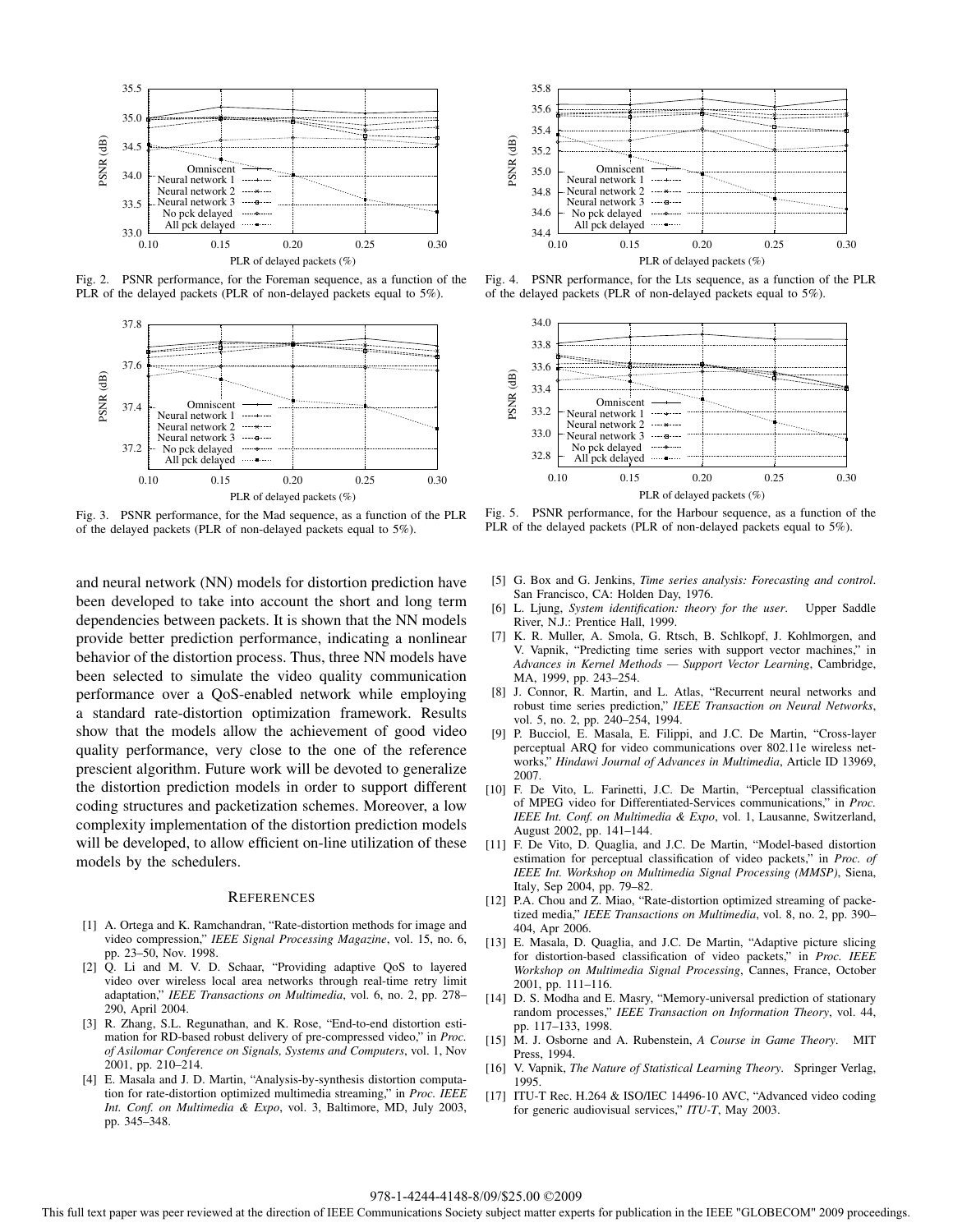35.5
35.0
34.5
34.0
33.5
33.0
PSNR (dB)
0.10
0.15
0.20
0.25
0.30
PLR of delayed packets (%)
Omniscent
Neural network 1
Neural network 2
Neural network 3
No pck delayed
All pck delayed

Fig. 2. PSNR performance, for the Foreman sequence, as a function of the PLR of the delayed packets (PLR of non-delayed packets equal to 5%).

37.8
37.6
37.4
37.2
PSNR (dB)
0.10
0.15
0.20
0.25
0.30
PLR of delayed packets (%)
Omniscent
Neural network 1
Neural network 2
Neural network 3
No pck delayed
All pck delayed

Fig. 3. PSNR performance, for the Mad sequence, as a function of the PLR of the delayed packets (PLR of non-delayed packets equal to 5%).

35.8
35.6
35.4
35.2
35.0
34.8
34.6
34.4
PSNR (dB)
0.10
0.15
0.20
0.25
0.30
PLR of delayed packets (%)
Omniscent
Neural network 1
Neural network 2
Neural network 3
No pck delayed
All pck delayed

Fig. 4. PSNR performance, for the Lts sequence, as a function of the PLR of the delayed packets (PLR of non-delayed packets equal to 5%).

34.0
33.8
33.6
33.4
33.2
33.0
32.8
PSNR (dB)
0.10
0.15
0.20
0.25
0.30
PLR of delayed packets (%)
Omniscent
Neural network 1
Neural network 2
Neural network 3
No pck delayed
All pck delayed

Fig. 5. PSNR performance, for the Harbour sequence, as a function of the PLR of the delayed packets (PLR of non-delayed packets equal to 5%).

and neural network (NN) models for distortion prediction have been developed to take into account the short and long term dependencies between packets. It is shown that the NN models provide better prediction performance, indicating a nonlinear behavior of the distortion process. Thus, three NN models have been selected to simulate the video quality communication performance over a QoS-enabled network while employing a standard rate-distortion optimization framework. Results show that the models allow the achievement of good video quality performance, very close to the one of the reference prescient algorithm. Future work will be devoted to generalize the distortion prediction models in order to support different coding structures and packetization schemes. Moreover, a low complexity implementation of the distortion prediction models will be developed, to allow efficient on-line utilization of these models by the schedulers.

## REFERENCES

[1] A. Ortega and K. Ramchandran, "Rate-distortion methods for image and video compression," *IEEE Signal Processing Magazine*, vol. 15, no. 6, pp. 23–50, Nov. 1998.

[2] Q. Li and M. V. D. Schaar, "Providing adaptive QoS to layered video over wireless local area networks through real-time retry limit adaptation," *IEEE Transactions on Multimedia*, vol. 6, no. 2, pp. 278–290, April 2004.

[3] R. Zhang, S.L. Regunathan, and K. Rose, "End-to-end distortion estimation for RD-based robust delivery of pre-compressed video," in *Proc. of Asilomar Conference on Signals, Systems and Computers*, vol. 1, Nov 2001, pp. 210–214.

[4] E. Masala and J. D. Martin, "Analysis-by-synthesis distortion computation for rate-distortion optimized multimedia streaming," in *Proc. IEEE Int. Conf. on Multimedia & Expo*, vol. 3, Baltimore, MD, July 2003, pp. 345–348.

[5] G. Box and G. Jenkins, *Time series analysis: Forecasting and control*. San Francisco, CA: Holden Day, 1976.

[6] L. Ljung, *System identification: theory for the user*. Upper Saddle River, N.J.: Prentice Hall, 1999.

[7] K. R. Muller, A. Smola, G. Rtsch, B. Schlkopf, J. Kohlmorgen, and V. Vapnik, "Predicting time series with support vector machines," in *Advances in Kernel Methods — Support Vector Learning*, Cambridge, MA, 1999, pp. 243–254.

[8] J. Connor, R. Martin, and L. Atlas, "Recurrent neural networks and robust time series prediction," *IEEE Transaction on Neural Networks*, vol. 5, no. 2, pp. 240–254, 1994.

[9] P. Bucciol, E. Masala, E. Filippi, and J.C. De Martin, "Cross-layer perceptual ARQ for video communications over 802.11e wireless networks," *Hindawi Journal of Advances in Multimedia*, Article ID 13969, 2007.

[10] F. De Vito, L. Farinetti, J.C. De Martin, "Perceptual classification of MPEG video for Differentiated-Services communications," in *Proc. IEEE Int. Conf. on Multimedia & Expo*, vol. 1, Lausanne, Switzerland, August 2002, pp. 141–144.

[11] F. De Vito, D. Quaglia, and J.C. De Martin, "Model-based distortion estimation for perceptual classification of video packets," in *Proc. of IEEE Int. Workshop on Multimedia Signal Processing (MMSP)*, Siena, Italy, Sep 2004, pp. 79–82.

[12] P.A. Chou and Z. Miao, "Rate-distortion optimized streaming of packetized media," *IEEE Transactions on Multimedia*, vol. 8, no. 2, pp. 390–404, Apr 2006.

[13] E. Masala, D. Quaglia, and J.C. De Martin, "Adaptive picture slicing for distortion-based classification of video packets," in *Proc. IEEE Workshop on Multimedia Signal Processing*, Cannes, France, October 2001, pp. 111–116.

[14] D. S. Modha and E. Masry, "Memory-universal prediction of stationary random processes," *IEEE Transaction on Information Theory*, vol. 44, pp. 117–133, 1998.

[15] M. J. Osborne and A. Rubenstein, *A Course in Game Theory*. MIT Press, 1994.

[16] V. Vapnik, *The Nature of Statistical Learning Theory*. Springer Verlag, 1995.

[17] ITU-T Rec. H.264 & ISO/IEC 14496-10 AVC, "Advanced video coding for generic audiovisual services," *ITU-T*, May 2003.